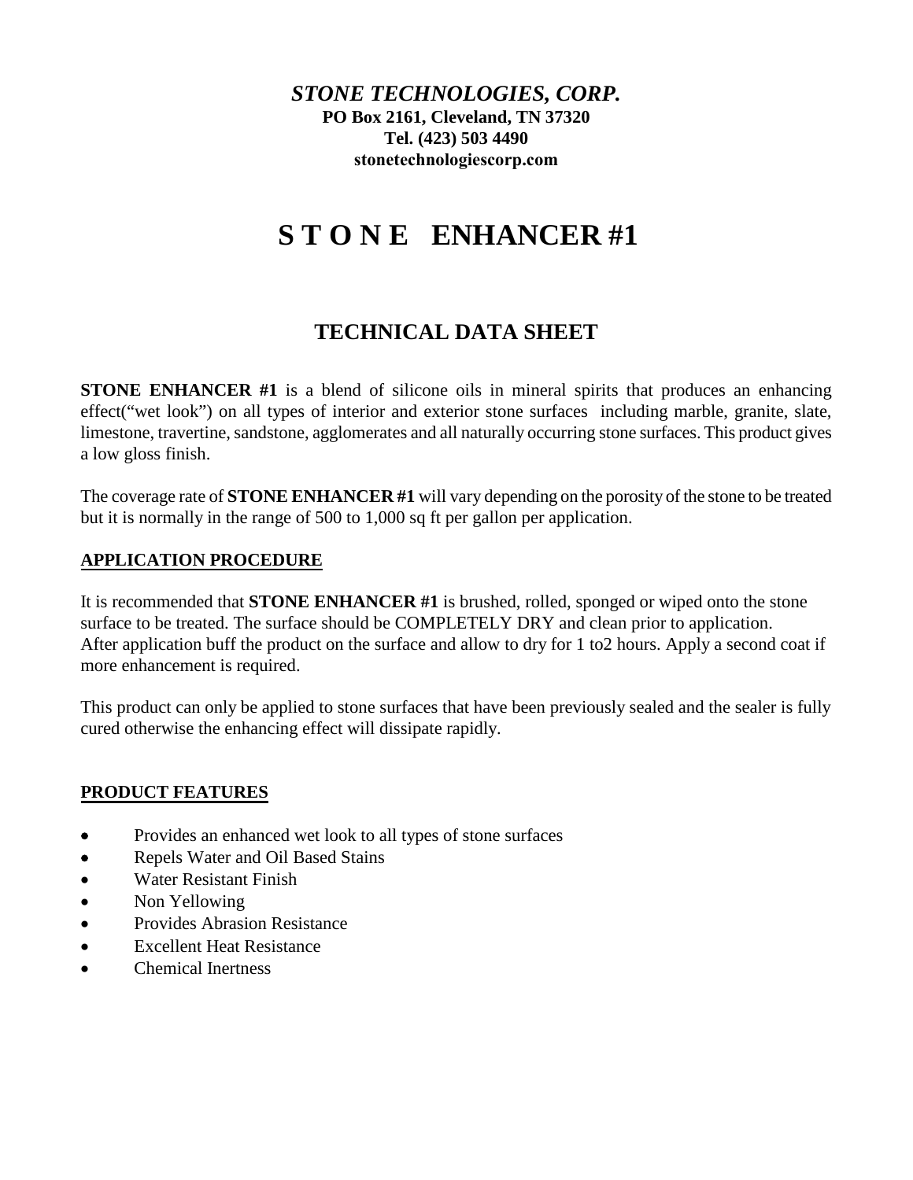***STONE TECHNOLOGIES, CORP.***
**PO Box 2161, Cleveland, TN 37320**
**Tel. (423) 503 4490**
**stonetechnologiescorp.com**

# S T O N E   ENHANCER #1

## TECHNICAL DATA SHEET

**STONE ENHANCER #1** is a blend of silicone oils in mineral spirits that produces an enhancing effect(“wet look”) on all types of interior and exterior stone surfaces  including marble, granite, slate, limestone, travertine, sandstone, agglomerates and all naturally occurring stone surfaces. This product gives a low gloss finish.

The coverage rate of **STONE ENHANCER #1** will vary depending on the porosity of the stone to be treated but it is normally in the range of 500 to 1,000 sq ft per gallon per application.

### APPLICATION PROCEDURE

It is recommended that **STONE ENHANCER #1** is brushed, rolled, sponged or wiped onto the stone surface to be treated. The surface should be COMPLETELY DRY and clean prior to application.
After application buff the product on the surface and allow to dry for 1 to2 hours. Apply a second coat if more enhancement is required.

This product can only be applied to stone surfaces that have been previously sealed and the sealer is fully cured otherwise the enhancing effect will dissipate rapidly.

### PRODUCT FEATURES

- Provides an enhanced wet look to all types of stone surfaces
- Repels Water and Oil Based Stains
- Water Resistant Finish
- Non Yellowing
- Provides Abrasion Resistance
- Excellent Heat Resistance
- Chemical Inertness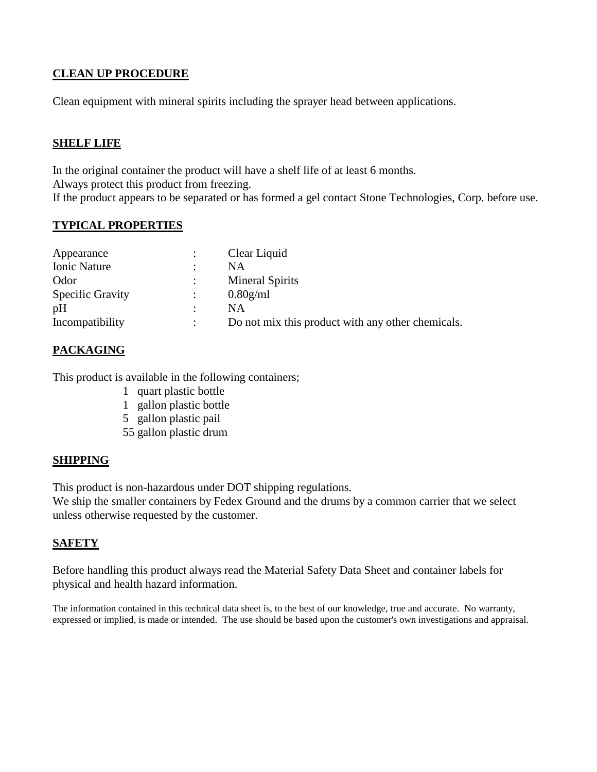## CLEAN UP PROCEDURE

Clean equipment with mineral spirits including the sprayer head between applications.

## SHELF LIFE

In the original container the product will have a shelf life of at least 6 months.
Always protect this product from freezing.
If the product appears to be separated or has formed a gel contact Stone Technologies, Corp. before use.

## TYPICAL PROPERTIES

| | | |
|---|---|---|
| Appearance | : | Clear Liquid |
| Ionic Nature | : | NA |
| Odor | : | Mineral Spirits |
| Specific Gravity | : | 0.80g/ml |
| pH | : | NA |
| Incompatibility | : | Do not mix this product with any other chemicals. |

## PACKAGING

This product is available in the following containers;

- 1 quart plastic bottle
- 1 gallon plastic bottle
- 5 gallon plastic pail
- 55 gallon plastic drum

## SHIPPING

This product is non-hazardous under DOT shipping regulations.
We ship the smaller containers by Fedex Ground and the drums by a common carrier that we select unless otherwise requested by the customer.

## SAFETY

Before handling this product always read the Material Safety Data Sheet and container labels for physical and health hazard information.

The information contained in this technical data sheet is, to the best of our knowledge, true and accurate. No warranty, expressed or implied, is made or intended. The use should be based upon the customer's own investigations and appraisal.